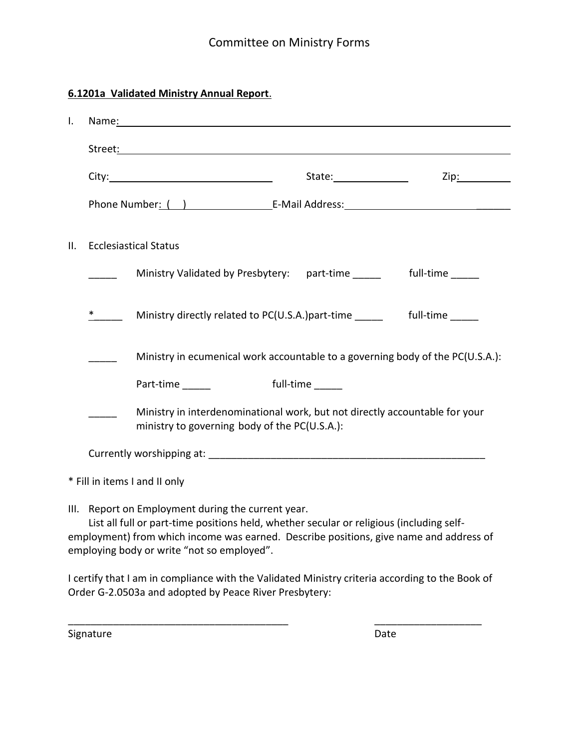# Committee on Ministry Forms

**6.1201a Validated Ministry Annual Report.**

I. Name:___________________________________________________________

Street:___________________________________________________________

City:______________________ State:____________ Zip:________

Phone Number: ( ) _____________ E-Mail Address:____________________________

II. Ecclesiastical Status

_____ Ministry Validated by Presbytery: part-time _____ full-time _____

*_____ Ministry directly related to PC(U.S.A.)part-time _____ full-time _____

_____ Ministry in ecumenical work accountable to a governing body of the PC(U.S.A.):

Part-time _____ full-time _____

_____ Ministry in interdenominational work, but not directly accountable for your ministry to governing body of the PC(U.S.A.):

Currently worshipping at: ___________________________________________________

* Fill in items I and II only

III. Report on Employment during the current year.

List all full or part-time positions held, whether secular or religious (including self-employment) from which income was earned. Describe positions, give name and address of employing body or write "not so employed".

I certify that I am in compliance with the Validated Ministry criteria according to the Book of Order G-2.0503a and adopted by Peace River Presbytery:

________________________________________ ___________________

Signature Date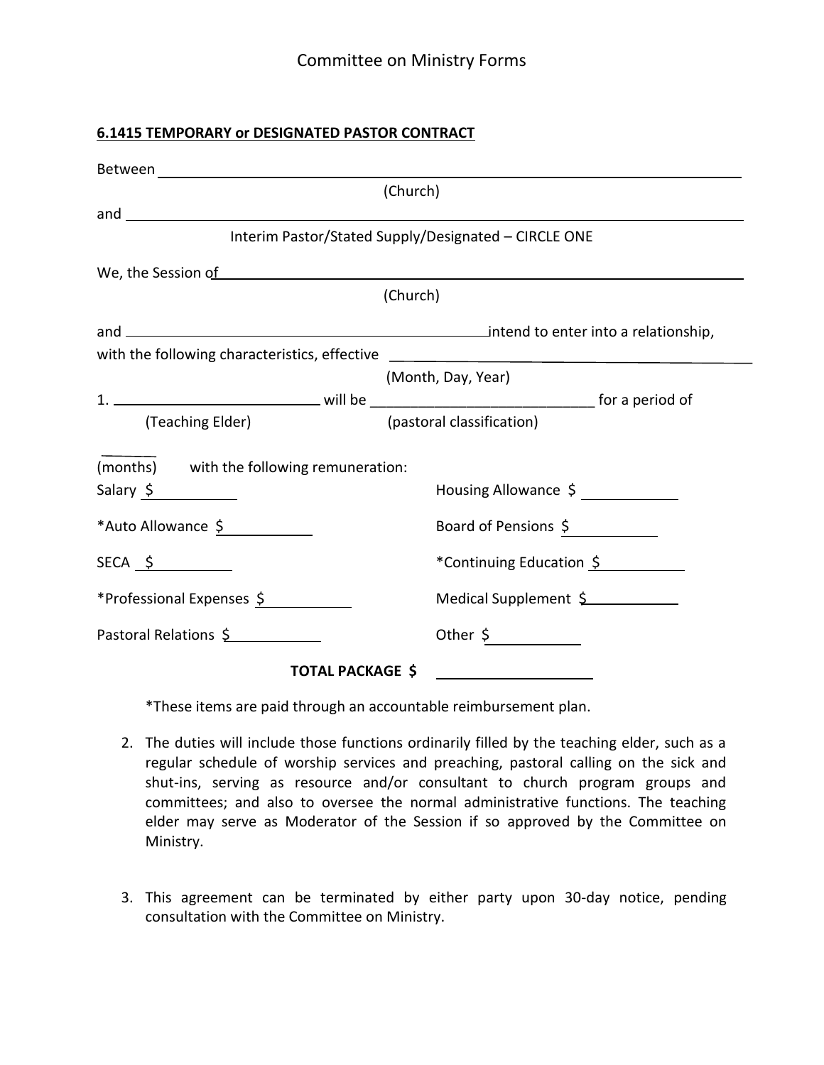**6.1415 TEMPORARY or DESIGNATED PASTOR CONTRACT**

Between ______________________________________________________________________

(Church)

and _________________________________________________________________________

Interim Pastor/Stated Supply/Designated – CIRCLE ONE

We, the Session of_____________________________________________________________

(Church)

and ______________________________________intend to enter into a relationship,

with the following characteristics, effective ________________________________________

(Month, Day, Year)

1. ________________________ will be ____________________________ for a period of

(Teaching Elder) (pastoral classification)

_______

(months) with the following remuneration:

Salary $__________ Housing Allowance $ ___________

*Auto Allowance $__________ Board of Pensions $__________

SECA $__________ *Continuing Education $__________

*Professional Expenses $__________ Medical Supplement $__________

Pastoral Relations $__________ Other $__________

**TOTAL PACKAGE $** ____________________

*These items are paid through an accountable reimbursement plan.

2. The duties will include those functions ordinarily filled by the teaching elder, such as a regular schedule of worship services and preaching, pastoral calling on the sick and shut-ins, serving as resource and/or consultant to church program groups and committees; and also to oversee the normal administrative functions. The teaching elder may serve as Moderator of the Session if so approved by the Committee on Ministry.

3. This agreement can be terminated by either party upon 30-day notice, pending consultation with the Committee on Ministry.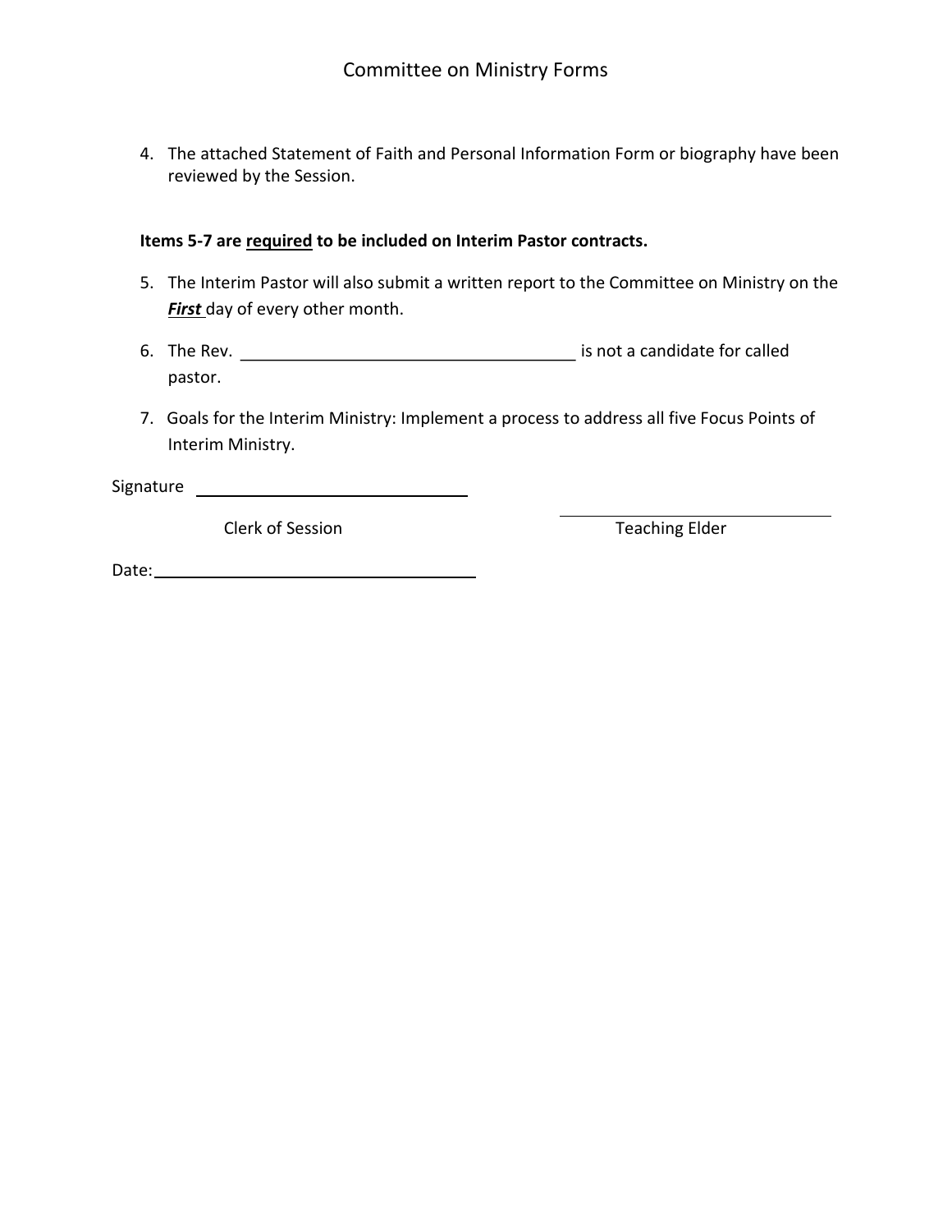4. The attached Statement of Faith and Personal Information Form or biography have been reviewed by the Session.

**Items 5-7 are <u>required</u> to be included on Interim Pastor contracts.**

5. The Interim Pastor will also submit a written report to the Committee on Ministry on the ***<u>First</u>*** day of every other month.

6. The Rev. ______________________________________ is not a candidate for called pastor.

7. Goals for the Interim Ministry: Implement a process to address all five Focus Points of Interim Ministry.

Signature ______________________________ ______________________________

Clerk of Session Teaching Elder

Date: ___________________________________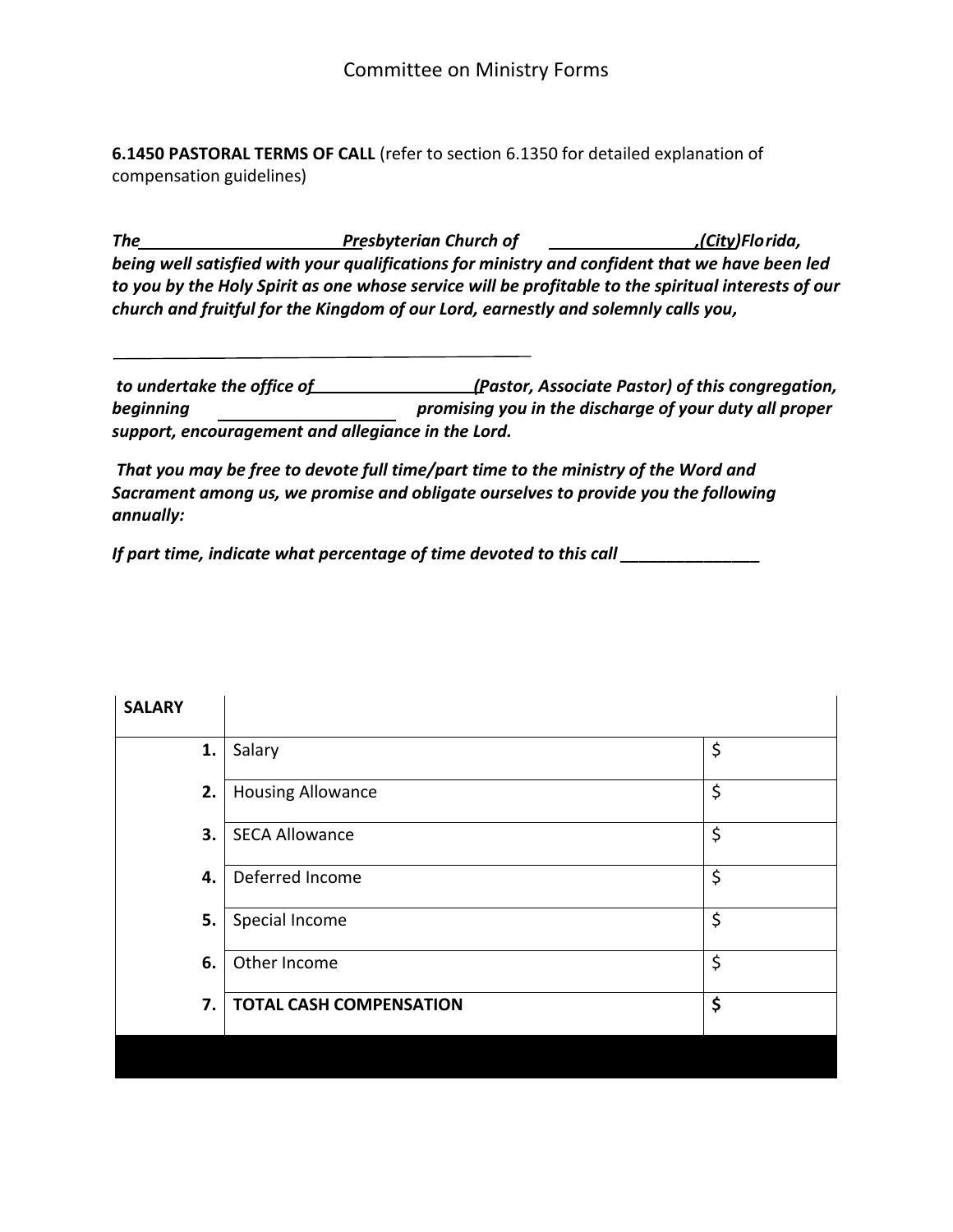**6.1450 PASTORAL TERMS OF CALL** (refer to section 6.1350 for detailed explanation of compensation guidelines)

***The\_\_\_\_\_\_\_\_\_\_\_\_\_\_\_\_\_\_\_\_\_\_\_Presbyterian Church of \_\_\_\_\_\_\_\_\_\_\_\_\_\_\_\_,(City)Florida, being well satisfied with your qualifications for ministry and confident that we have been led to you by the Holy Spirit as one whose service will be profitable to the spiritual interests of our church and fruitful for the Kingdom of our Lord, earnestly and solemnly calls you,***

\_\_\_\_\_\_\_\_\_\_\_\_\_\_\_\_\_\_\_\_\_\_\_\_\_\_\_\_\_\_\_\_\_\_\_\_\_\_\_\_\_\_\_\_\_\_\_\_

***to undertake the office of\_\_\_\_\_\_\_\_\_\_\_\_\_\_\_\_\_\_(Pastor, Associate Pastor) of this congregation, beginning \_\_\_\_\_\_\_\_\_\_\_\_\_\_\_\_\_\_\_\_ promising you in the discharge of your duty all proper support, encouragement and allegiance in the Lord.***

***That you may be free to devote full time/part time to the ministry of the Word and Sacrament among us, we promise and obligate ourselves to provide you the following annually:***

***If part time, indicate what percentage of time devoted to this call \_\_\_\_\_\_\_\_\_\_\_\_\_\_\_***

| **SALARY** | | |
|---|---|---|
| **1.** | Salary | $ |
| **2.** | Housing Allowance | $ |
| **3.** | SECA Allowance | $ |
| **4.** | Deferred Income | $ |
| **5.** | Special Income | $ |
| **6.** | Other Income | $ |
| **7.** | **TOTAL CASH COMPENSATION** | **$** |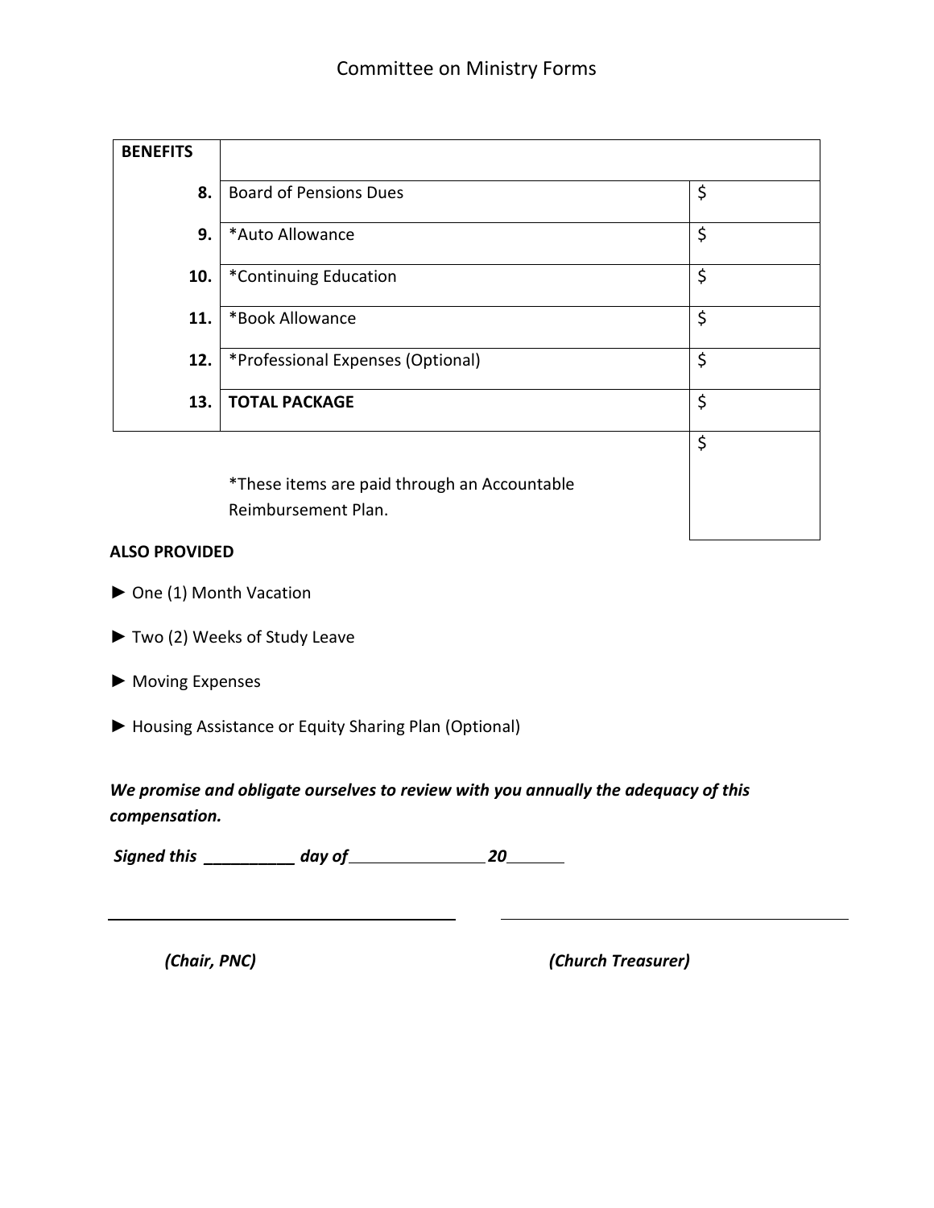| BENEFITS | | |
| --- | --- | --- |
| 8. | Board of Pensions Dues | $ |
| 9. | *Auto Allowance | $ |
| 10. | *Continuing Education | $ |
| 11. | *Book Allowance | $ |
| 12. | *Professional Expenses (Optional) | $ |
| 13. | **TOTAL PACKAGE** | $ |
| | *These items are paid through an Accountable Reimbursement Plan. | $ |

**ALSO PROVIDED**

- ► One (1) Month Vacation
- ► Two (2) Weeks of Study Leave
- ► Moving Expenses
- ► Housing Assistance or Equity Sharing Plan (Optional)

***We promise and obligate ourselves to review with you annually the adequacy of this compensation.***

***Signed this __________ day of_______________20______***

_______________________________________ _______________________________________

*(Chair, PNC)* *(Church Treasurer)*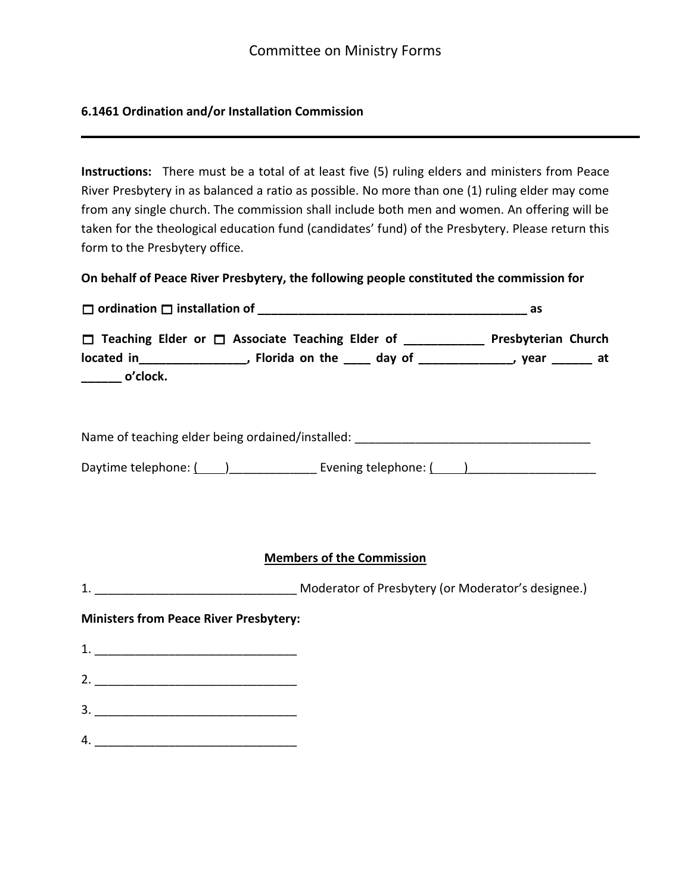Committee on Ministry Forms

### 6.1461 Ordination and/or Installation Commission

---

**Instructions:** There must be a total of at least five (5) ruling elders and ministers from Peace River Presbytery in as balanced a ratio as possible. No more than one (1) ruling elder may come from any single church. The commission shall include both men and women. An offering will be taken for the theological education fund (candidates' fund) of the Presbytery. Please return this form to the Presbytery office.

**On behalf of Peace River Presbytery, the following people constituted the commission for**

**☐ ordination ☐ installation of __________________________________________ as**

**☐ Teaching Elder or ☐ Associate Teaching Elder of ____________ Presbyterian Church located in________________, Florida on the ____ day of ______________, year ______ at ______ o'clock.**

Name of teaching elder being ordained/installed: ____________________________________

Daytime telephone: (____)_____________ Evening telephone: (_____)___________________

**Members of the Commission**

1. ______________________________ Moderator of Presbytery (or Moderator's designee.)

**Ministers from Peace River Presbytery:**

1. ______________________________
2. ______________________________
3. ______________________________
4. ______________________________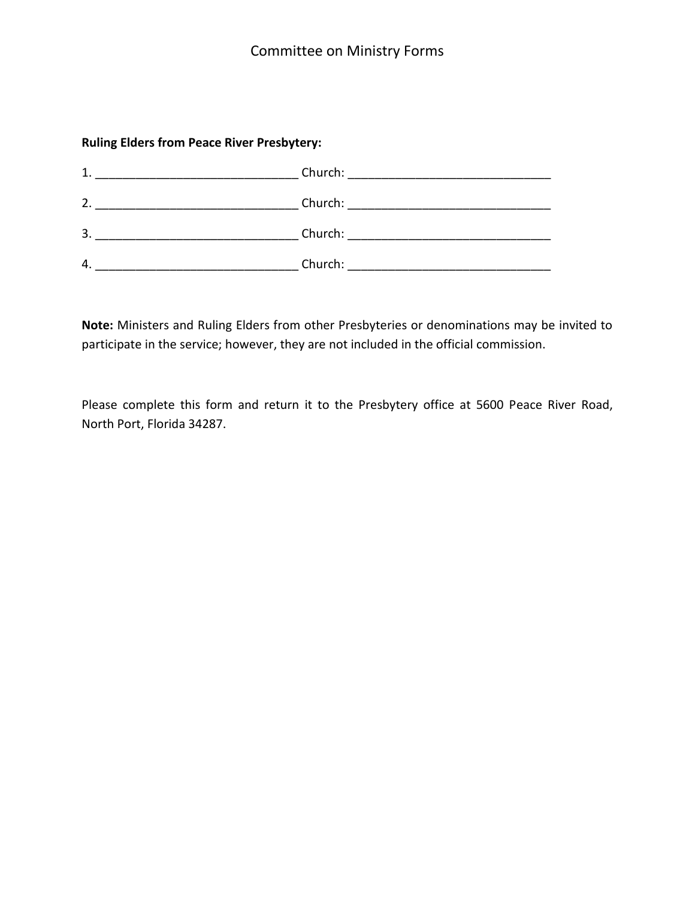**Ruling Elders from Peace River Presbytery:**

1. ______________________________ Church: ______________________________

2. ______________________________ Church: ______________________________

3. ______________________________ Church: ______________________________

4. ______________________________ Church: ______________________________

**Note:** Ministers and Ruling Elders from other Presbyteries or denominations may be invited to participate in the service; however, they are not included in the official commission.

Please complete this form and return it to the Presbytery office at 5600 Peace River Road, North Port, Florida 34287.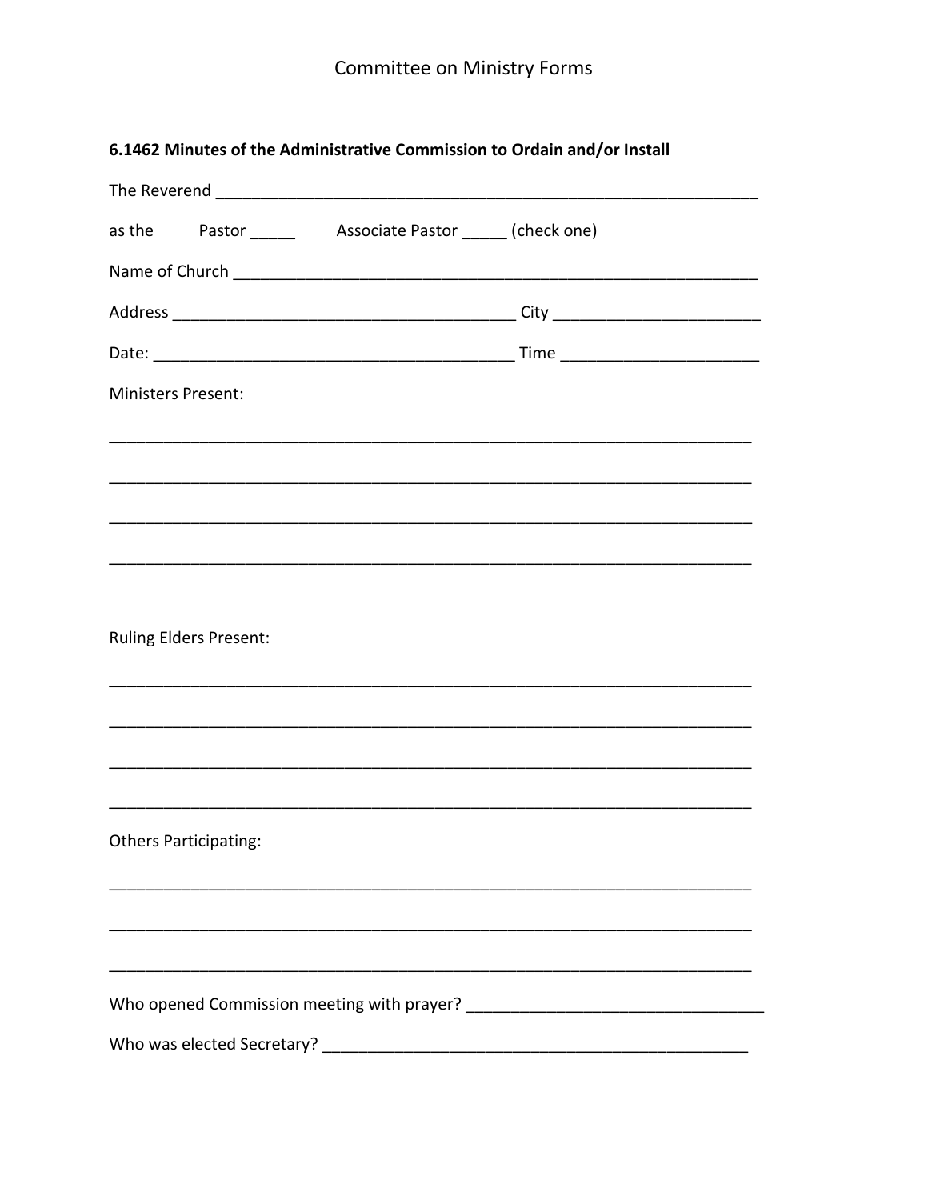# Committee on Ministry Forms

## 6.1462 Minutes of the Administrative Commission to Ordain and/or Install

The Reverend _______________________________________________________________

as the Pastor _____ Associate Pastor _____ (check one)

Name of Church ____________________________________________________________

Address _______________________________________ City _______________________

Date: __________________________________________ Time ______________________

Ministers Present:

___________________________________________________________________________

___________________________________________________________________________

___________________________________________________________________________

___________________________________________________________________________

Ruling Elders Present:

___________________________________________________________________________

___________________________________________________________________________

___________________________________________________________________________

___________________________________________________________________________

Others Participating:

___________________________________________________________________________

___________________________________________________________________________

___________________________________________________________________________

Who opened Commission meeting with prayer? ________________________________

Who was elected Secretary? _______________________________________________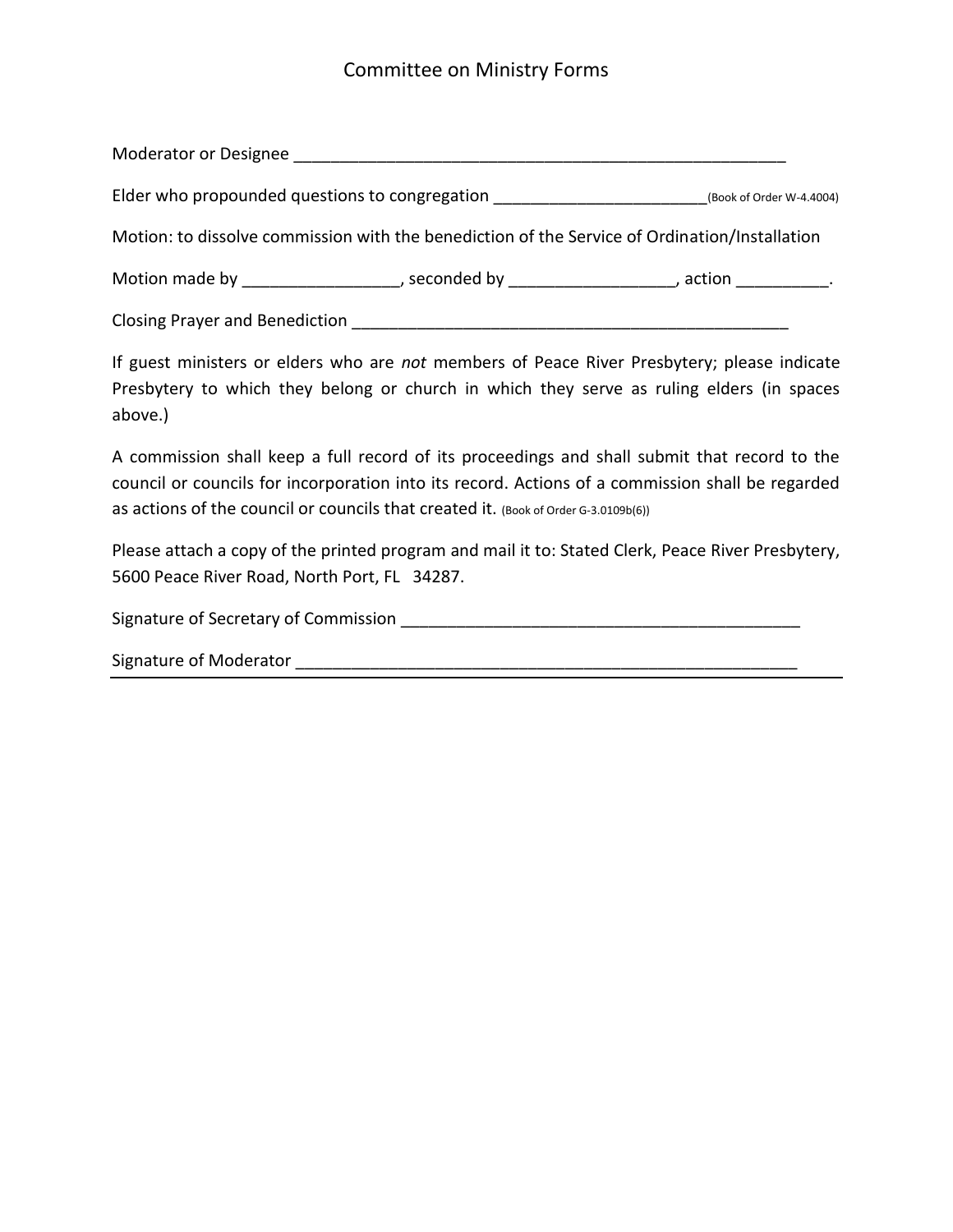# Committee on Ministry Forms

Moderator or Designee _______________________________________________________

Elder who propounded questions to congregation _______________________(Book of Order W-4.4004)

Motion: to dissolve commission with the benediction of the Service of Ordination/Installation

Motion made by ________________, seconded by _________________, action _________.

Closing Prayer and Benediction ________________________________________________

If guest ministers or elders who are *not* members of Peace River Presbytery; please indicate Presbytery to which they belong or church in which they serve as ruling elders (in spaces above.)

A commission shall keep a full record of its proceedings and shall submit that record to the council or councils for incorporation into its record. Actions of a commission shall be regarded as actions of the council or councils that created it. (Book of Order G-3.0109b(6))

Please attach a copy of the printed program and mail it to: Stated Clerk, Peace River Presbytery, 5600 Peace River Road, North Port, FL 34287.

Signature of Secretary of Commission ________________________________________

Signature of Moderator _____________________________________________________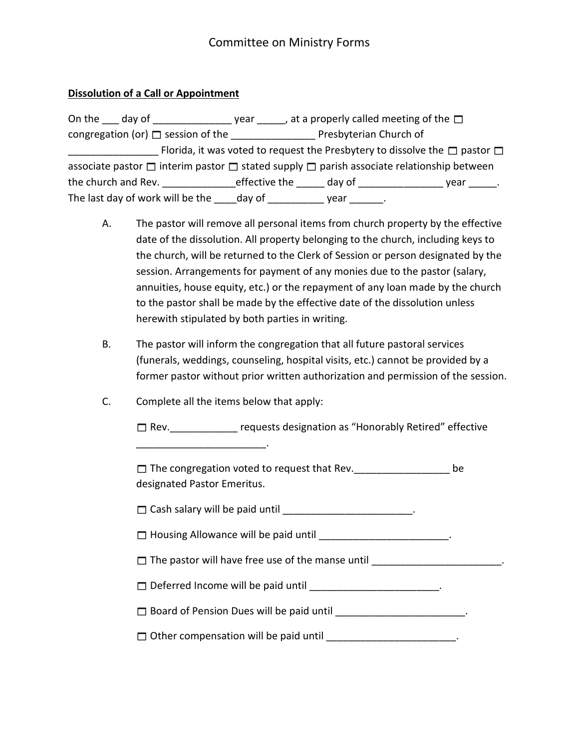Committee on Ministry Forms

**Dissolution of a Call or Appointment**

On the ___ day of ______________ year _____, at a properly called meeting of the ☐ congregation (or) ☐ session of the _______________ Presbyterian Church of ________________ Florida, it was voted to request the Presbytery to dissolve the ☐ pastor ☐ associate pastor ☐ interim pastor ☐ stated supply ☐ parish associate relationship between the church and Rev. _____________effective the _____ day of _______________ year _____. The last day of work will be the ____day of __________ year ______.

A. The pastor will remove all personal items from church property by the effective date of the dissolution. All property belonging to the church, including keys to the church, will be returned to the Clerk of Session or person designated by the session. Arrangements for payment of any monies due to the pastor (salary, annuities, house equity, etc.) or the repayment of any loan made by the church to the pastor shall be made by the effective date of the dissolution unless herewith stipulated by both parties in writing.

B. The pastor will inform the congregation that all future pastoral services (funerals, weddings, counseling, hospital visits, etc.) cannot be provided by a former pastor without prior written authorization and permission of the session.

C. Complete all the items below that apply:

☐ Rev.____________ requests designation as "Honorably Retired" effective _______________________.

☐ The congregation voted to request that Rev._________________ be designated Pastor Emeritus.

☐ Cash salary will be paid until _______________________.

☐ Housing Allowance will be paid until _______________________.

☐ The pastor will have free use of the manse until _______________________.

☐ Deferred Income will be paid until _______________________.

☐ Board of Pension Dues will be paid until _______________________.

☐ Other compensation will be paid until _______________________.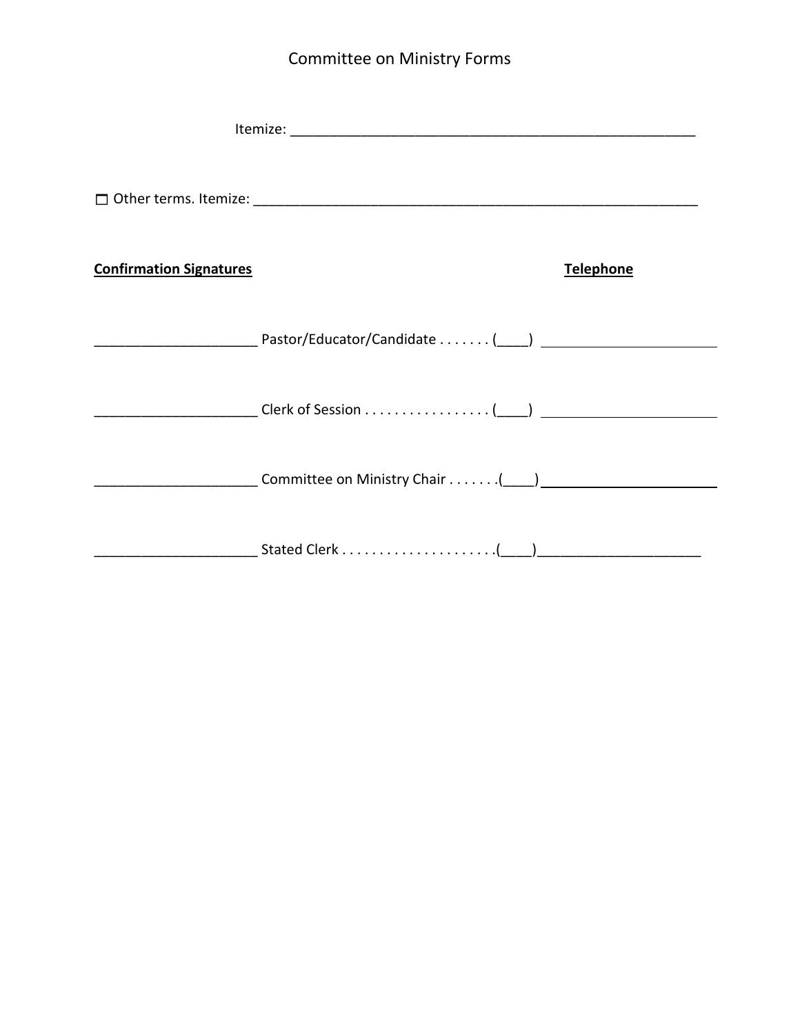Committee on Ministry Forms

Itemize: ______________________________________________________

☐ Other terms. Itemize: ___________________________________________________________

**Confirmation Signatures** **Telephone**

_____________________ Pastor/Educator/Candidate . . . . . . . (____) ______________________

_____________________ Clerk of Session . . . . . . . . . . . . . . . . . (____) ______________________

_____________________ Committee on Ministry Chair . . . . . . .(____)______________________

_____________________ Stated Clerk . . . . . . . . . . . . . . . . . . . .(____)_____________________